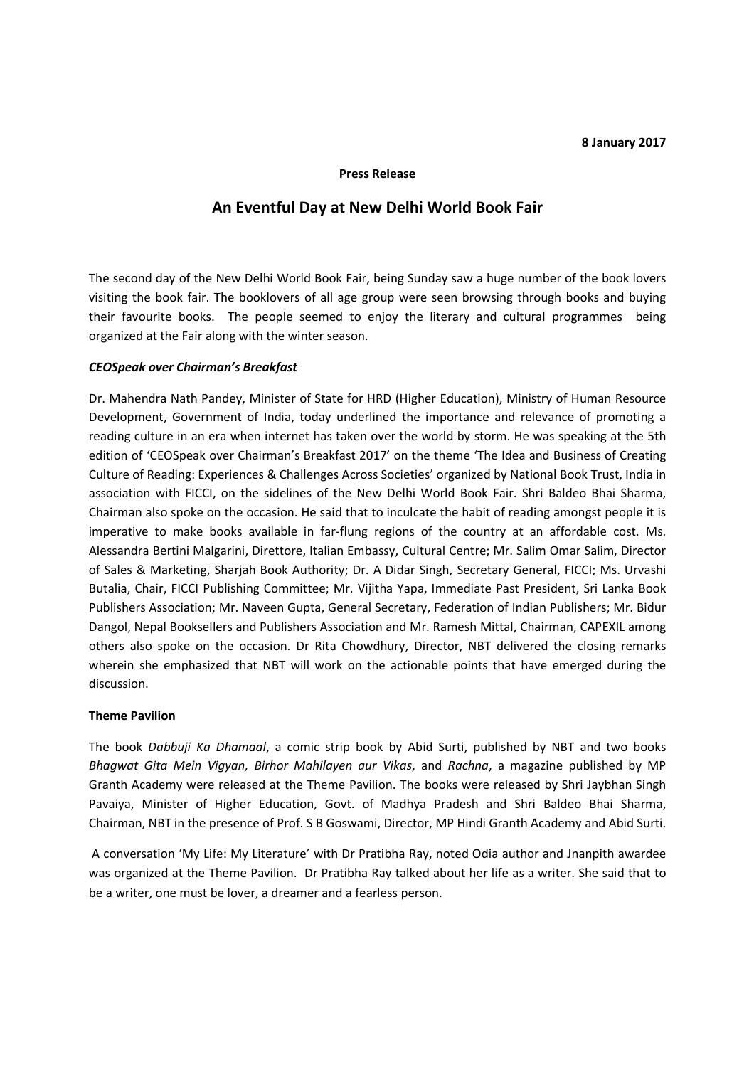**8 January 2017**

**Press Release**

## An Eventful Day at New Delhi World Book Fair

The second day of the New Delhi World Book Fair, being Sunday saw a huge number of the book lovers visiting the book fair. The booklovers of all age group were seen browsing through books and buying their favourite books. The people seemed to enjoy the literary and cultural programmes being organized at the Fair along with the winter season.

***CEOSpeak over Chairman's Breakfast***

Dr. Mahendra Nath Pandey, Minister of State for HRD (Higher Education), Ministry of Human Resource Development, Government of India, today underlined the importance and relevance of promoting a reading culture in an era when internet has taken over the world by storm. He was speaking at the 5th edition of 'CEOSpeak over Chairman's Breakfast 2017' on the theme 'The Idea and Business of Creating Culture of Reading: Experiences & Challenges Across Societies' organized by National Book Trust, India in association with FICCI, on the sidelines of the New Delhi World Book Fair. Shri Baldeo Bhai Sharma, Chairman also spoke on the occasion. He said that to inculcate the habit of reading amongst people it is imperative to make books available in far-flung regions of the country at an affordable cost. Ms. Alessandra Bertini Malgarini, Direttore, Italian Embassy, Cultural Centre; Mr. Salim Omar Salim, Director of Sales & Marketing, Sharjah Book Authority; Dr. A Didar Singh, Secretary General, FICCI; Ms. Urvashi Butalia, Chair, FICCI Publishing Committee; Mr. Vijitha Yapa, Immediate Past President, Sri Lanka Book Publishers Association; Mr. Naveen Gupta, General Secretary, Federation of Indian Publishers; Mr. Bidur Dangol, Nepal Booksellers and Publishers Association and Mr. Ramesh Mittal, Chairman, CAPEXIL among others also spoke on the occasion. Dr Rita Chowdhury, Director, NBT delivered the closing remarks wherein she emphasized that NBT will work on the actionable points that have emerged during the discussion.

**Theme Pavilion**

The book *Dabbuji Ka Dhamaal*, a comic strip book by Abid Surti, published by NBT and two books *Bhagwat Gita Mein Vigyan, Birhor Mahilayen aur Vikas*, and *Rachna*, a magazine published by MP Granth Academy were released at the Theme Pavilion. The books were released by Shri Jaybhan Singh Pavaiya, Minister of Higher Education, Govt. of Madhya Pradesh and Shri Baldeo Bhai Sharma, Chairman, NBT in the presence of Prof. S B Goswami, Director, MP Hindi Granth Academy and Abid Surti.

A conversation 'My Life: My Literature' with Dr Pratibha Ray, noted Odia author and Jnanpith awardee was organized at the Theme Pavilion. Dr Pratibha Ray talked about her life as a writer. She said that to be a writer, one must be lover, a dreamer and a fearless person.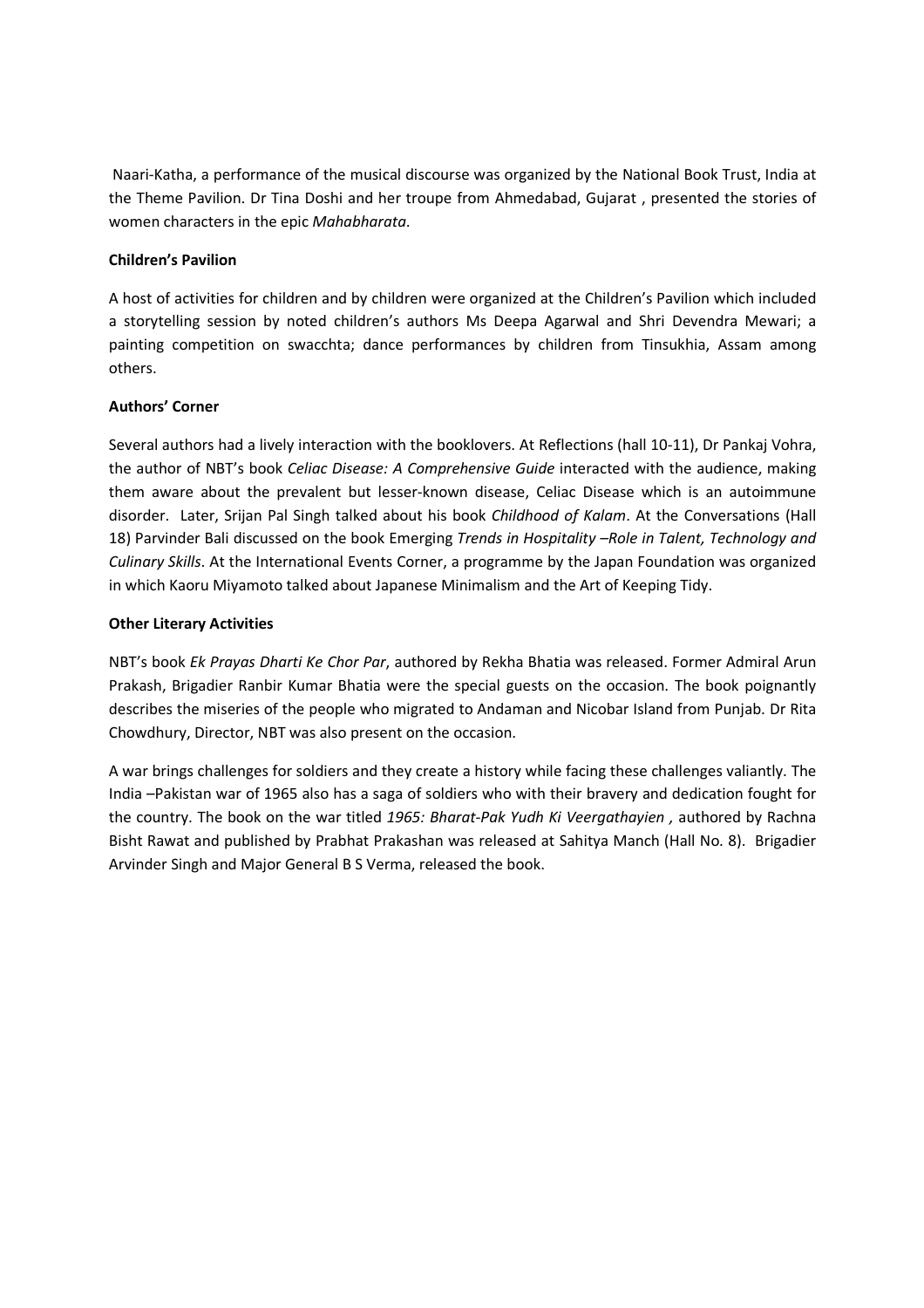Naari-Katha, a performance of the musical discourse was organized by the National Book Trust, India at the Theme Pavilion. Dr Tina Doshi and her troupe from Ahmedabad, Gujarat , presented the stories of women characters in the epic *Mahabharata*.

**Children's Pavilion**

A host of activities for children and by children were organized at the Children's Pavilion which included a storytelling session by noted children's authors Ms Deepa Agarwal and Shri Devendra Mewari; a painting competition on swacchta; dance performances by children from Tinsukhia, Assam among others.

**Authors' Corner**

Several authors had a lively interaction with the booklovers. At Reflections (hall 10-11), Dr Pankaj Vohra, the author of NBT's book *Celiac Disease: A Comprehensive Guide* interacted with the audience, making them aware about the prevalent but lesser-known disease, Celiac Disease which is an autoimmune disorder. Later, Srijan Pal Singh talked about his book *Childhood of Kalam*. At the Conversations (Hall 18) Parvinder Bali discussed on the book Emerging *Trends in Hospitality –Role in Talent, Technology and Culinary Skills*. At the International Events Corner, a programme by the Japan Foundation was organized in which Kaoru Miyamoto talked about Japanese Minimalism and the Art of Keeping Tidy.

**Other Literary Activities**

NBT's book *Ek Prayas Dharti Ke Chor Par*, authored by Rekha Bhatia was released. Former Admiral Arun Prakash, Brigadier Ranbir Kumar Bhatia were the special guests on the occasion. The book poignantly describes the miseries of the people who migrated to Andaman and Nicobar Island from Punjab. Dr Rita Chowdhury, Director, NBT was also present on the occasion.

A war brings challenges for soldiers and they create a history while facing these challenges valiantly. The India –Pakistan war of 1965 also has a saga of soldiers who with their bravery and dedication fought for the country. The book on the war titled *1965: Bharat-Pak Yudh Ki Veergathayien ,* authored by Rachna Bisht Rawat and published by Prabhat Prakashan was released at Sahitya Manch (Hall No. 8). Brigadier Arvinder Singh and Major General B S Verma, released the book.